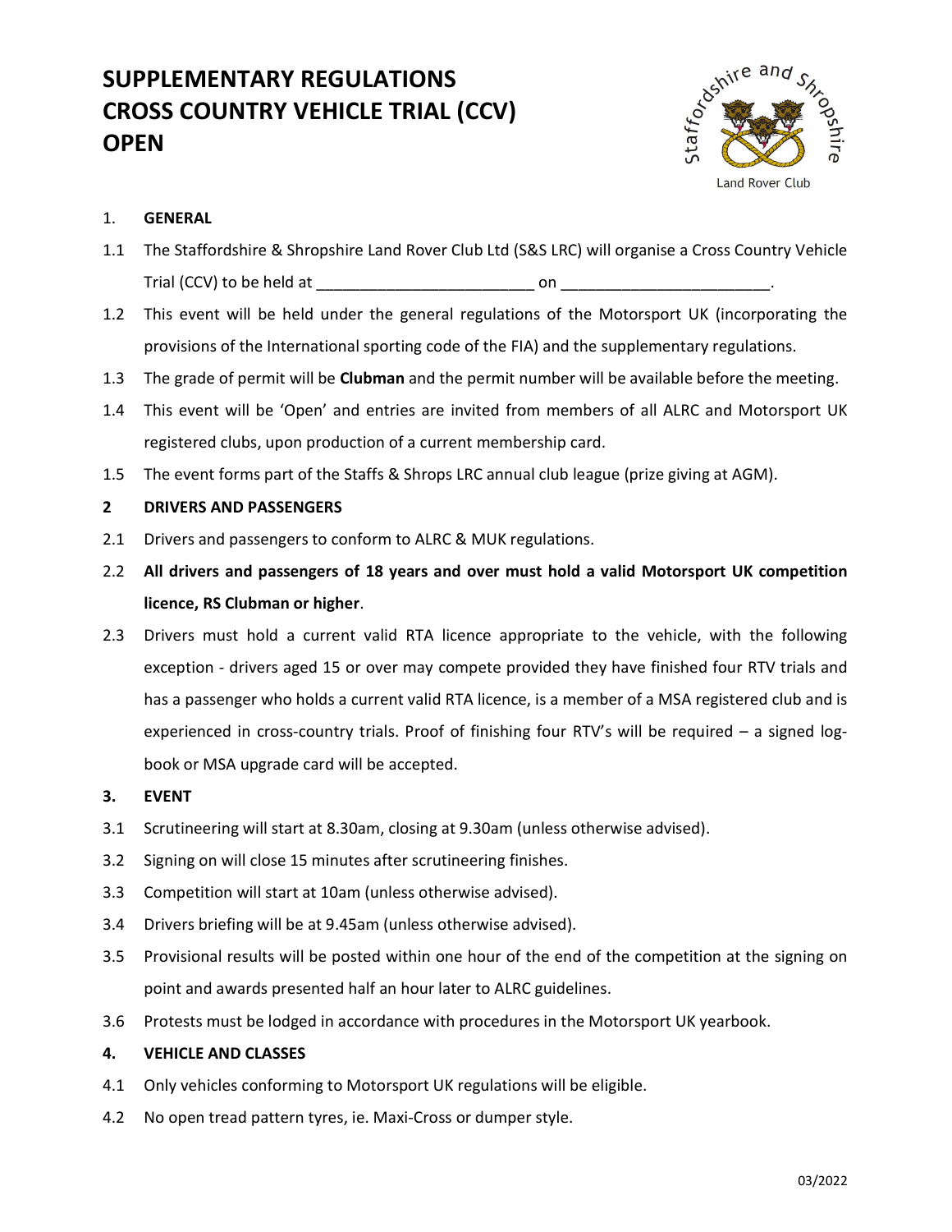# SUPPLEMENTARY REGULATIONS
# CROSS COUNTRY VEHICLE TRIAL (CCV)
# OPEN

Staffordshire and Shropshire Land Rover Club

1. **GENERAL**

1.1 The Staffordshire & Shropshire Land Rover Club Ltd (S&S LRC) will organise a Cross Country Vehicle Trial (CCV) to be held at ________________________ on _______________________.

1.2 This event will be held under the general regulations of the Motorsport UK (incorporating the provisions of the International sporting code of the FIA) and the supplementary regulations.

1.3 The grade of permit will be **Clubman** and the permit number will be available before the meeting.

1.4 This event will be 'Open' and entries are invited from members of all ALRC and Motorsport UK registered clubs, upon production of a current membership card.

1.5 The event forms part of the Staffs & Shrops LRC annual club league (prize giving at AGM).

**2 DRIVERS AND PASSENGERS**

2.1 Drivers and passengers to conform to ALRC & MUK regulations.

2.2 **All drivers and passengers of 18 years and over must hold a valid Motorsport UK competition licence, RS Clubman or higher**.

2.3 Drivers must hold a current valid RTA licence appropriate to the vehicle, with the following exception - drivers aged 15 or over may compete provided they have finished four RTV trials and has a passenger who holds a current valid RTA licence, is a member of a MSA registered club and is experienced in cross-country trials. Proof of finishing four RTV's will be required – a signed log-book or MSA upgrade card will be accepted.

**3. EVENT**

3.1 Scrutineering will start at 8.30am, closing at 9.30am (unless otherwise advised).

3.2 Signing on will close 15 minutes after scrutineering finishes.

3.3 Competition will start at 10am (unless otherwise advised).

3.4 Drivers briefing will be at 9.45am (unless otherwise advised).

3.5 Provisional results will be posted within one hour of the end of the competition at the signing on point and awards presented half an hour later to ALRC guidelines.

3.6 Protests must be lodged in accordance with procedures in the Motorsport UK yearbook.

**4. VEHICLE AND CLASSES**

4.1 Only vehicles conforming to Motorsport UK regulations will be eligible.

4.2 No open tread pattern tyres, ie. Maxi-Cross or dumper style.

03/2022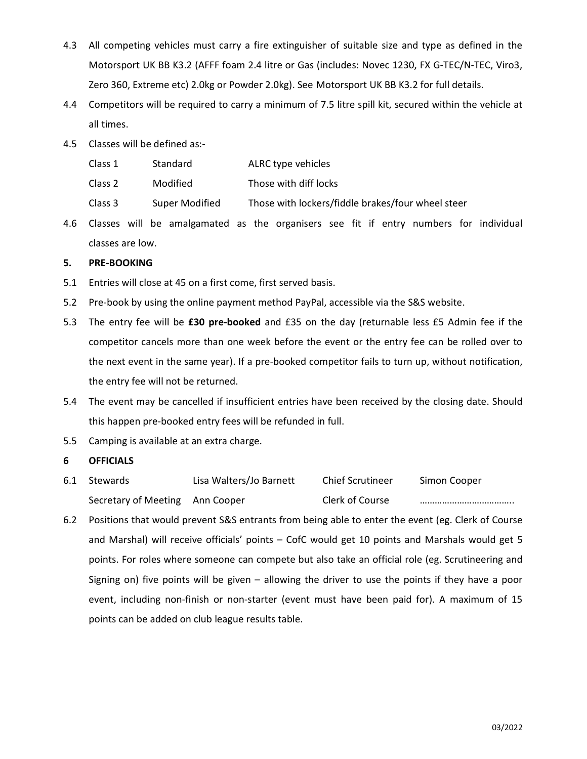4.3 All competing vehicles must carry a fire extinguisher of suitable size and type as defined in the Motorsport UK BB K3.2 (AFFF foam 2.4 litre or Gas (includes: Novec 1230, FX G-TEC/N-TEC, Viro3, Zero 360, Extreme etc) 2.0kg or Powder 2.0kg). See Motorsport UK BB K3.2 for full details.

4.4 Competitors will be required to carry a minimum of 7.5 litre spill kit, secured within the vehicle at all times.

4.5 Classes will be defined as:-

| | | |
|---|---|---|
| Class 1 | Standard | ALRC type vehicles |
| Class 2 | Modified | Those with diff locks |
| Class 3 | Super Modified | Those with lockers/fiddle brakes/four wheel steer |

4.6 Classes will be amalgamated as the organisers see fit if entry numbers for individual classes are low.

## 5. PRE-BOOKING

5.1 Entries will close at 45 on a first come, first served basis.

5.2 Pre-book by using the online payment method PayPal, accessible via the S&S website.

5.3 The entry fee will be **£30 pre-booked** and £35 on the day (returnable less £5 Admin fee if the competitor cancels more than one week before the event or the entry fee can be rolled over to the next event in the same year). If a pre-booked competitor fails to turn up, without notification, the entry fee will not be returned.

5.4 The event may be cancelled if insufficient entries have been received by the closing date. Should this happen pre-booked entry fees will be refunded in full.

5.5 Camping is available at an extra charge.

## 6 OFFICIALS

6.1

| | | | |
|---|---|---|---|
| Stewards | Lisa Walters/Jo Barnett | Chief Scrutineer | Simon Cooper |
| Secretary of Meeting | Ann Cooper | Clerk of Course | ……………………………….. |

6.2 Positions that would prevent S&S entrants from being able to enter the event (eg. Clerk of Course and Marshal) will receive officials' points – CofC would get 10 points and Marshals would get 5 points. For roles where someone can compete but also take an official role (eg. Scrutineering and Signing on) five points will be given – allowing the driver to use the points if they have a poor event, including non-finish or non-starter (event must have been paid for). A maximum of 15 points can be added on club league results table.

03/2022